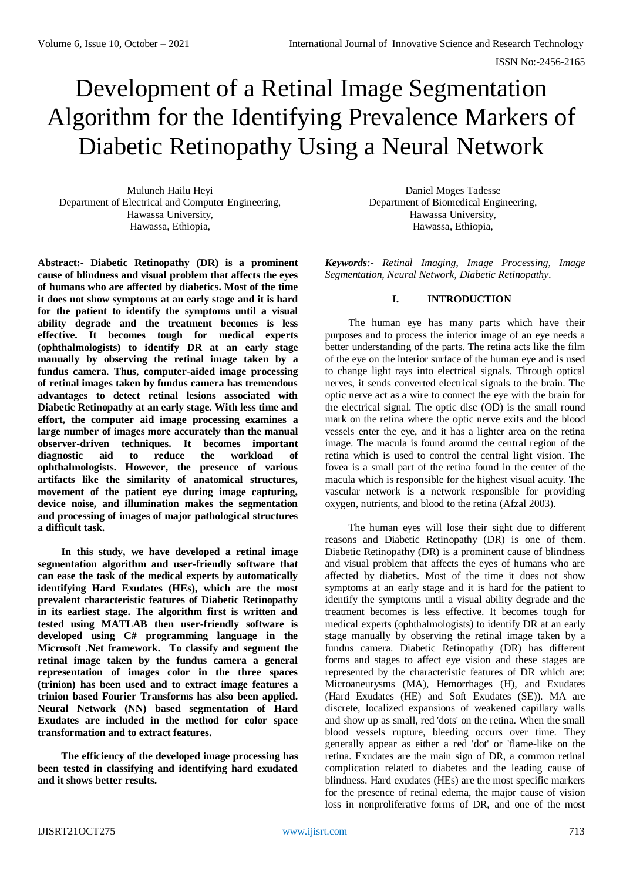# Development of a Retinal Image Segmentation Algorithm for the Identifying Prevalence Markers of Diabetic Retinopathy Using a Neural Network

Muluneh Hailu Heyi
Department of Electrical and Computer Engineering,
Hawassa University,
Hawassa, Ethiopia,

Daniel Moges Tadesse
Department of Biomedical Engineering,
Hawassa University,
Hawassa, Ethiopia,

**Abstract:- Diabetic Retinopathy (DR) is a prominent cause of blindness and visual problem that affects the eyes of humans who are affected by diabetics. Most of the time it does not show symptoms at an early stage and it is hard for the patient to identify the symptoms until a visual ability degrade and the treatment becomes is less effective. It becomes tough for medical experts (ophthalmologists) to identify DR at an early stage manually by observing the retinal image taken by a fundus camera. Thus, computer-aided image processing of retinal images taken by fundus camera has tremendous advantages to detect retinal lesions associated with Diabetic Retinopathy at an early stage. With less time and effort, the computer aid image processing examines a large number of images more accurately than the manual observer-driven techniques. It becomes important diagnostic aid to reduce the workload of ophthalmologists. However, the presence of various artifacts like the similarity of anatomical structures, movement of the patient eye during image capturing, device noise, and illumination makes the segmentation and processing of images of major pathological structures a difficult task.**

**In this study, we have developed a retinal image segmentation algorithm and user-friendly software that can ease the task of the medical experts by automatically identifying Hard Exudates (HEs), which are the most prevalent characteristic features of Diabetic Retinopathy in its earliest stage. The algorithm first is written and tested using MATLAB then user-friendly software is developed using C# programming language in the Microsoft .Net framework. To classify and segment the retinal image taken by the fundus camera a general representation of images color in the three spaces (trinion) has been used and to extract image features a trinion based Fourier Transforms has also been applied. Neural Network (NN) based segmentation of Hard Exudates are included in the method for color space transformation and to extract features.**

**The efficiency of the developed image processing has been tested in classifying and identifying hard exudated and it shows better results.**

***Keywords**:- Retinal Imaging, Image Processing, Image Segmentation, Neural Network, Diabetic Retinopathy.*

## I. INTRODUCTION

The human eye has many parts which have their purposes and to process the interior image of an eye needs a better understanding of the parts. The retina acts like the film of the eye on the interior surface of the human eye and is used to change light rays into electrical signals. Through optical nerves, it sends converted electrical signals to the brain. The optic nerve act as a wire to connect the eye with the brain for the electrical signal. The optic disc (OD) is the small round mark on the retina where the optic nerve exits and the blood vessels enter the eye, and it has a lighter area on the retina image. The macula is found around the central region of the retina which is used to control the central light vision. The fovea is a small part of the retina found in the center of the macula which is responsible for the highest visual acuity. The vascular network is a network responsible for providing oxygen, nutrients, and blood to the retina (Afzal 2003).

The human eyes will lose their sight due to different reasons and Diabetic Retinopathy (DR) is one of them. Diabetic Retinopathy (DR) is a prominent cause of blindness and visual problem that affects the eyes of humans who are affected by diabetics. Most of the time it does not show symptoms at an early stage and it is hard for the patient to identify the symptoms until a visual ability degrade and the treatment becomes is less effective. It becomes tough for medical experts (ophthalmologists) to identify DR at an early stage manually by observing the retinal image taken by a fundus camera. Diabetic Retinopathy (DR) has different forms and stages to affect eye vision and these stages are represented by the characteristic features of DR which are: Microaneurysms (MA), Hemorrhages (H), and Exudates (Hard Exudates (HE) and Soft Exudates (SE)). MA are discrete, localized expansions of weakened capillary walls and show up as small, red 'dots' on the retina. When the small blood vessels rupture, bleeding occurs over time. They generally appear as either a red 'dot' or 'flame-like on the retina. Exudates are the main sign of DR, a common retinal complication related to diabetes and the leading cause of blindness. Hard exudates (HEs) are the most specific markers for the presence of retinal edema, the major cause of vision loss in nonproliferative forms of DR, and one of the most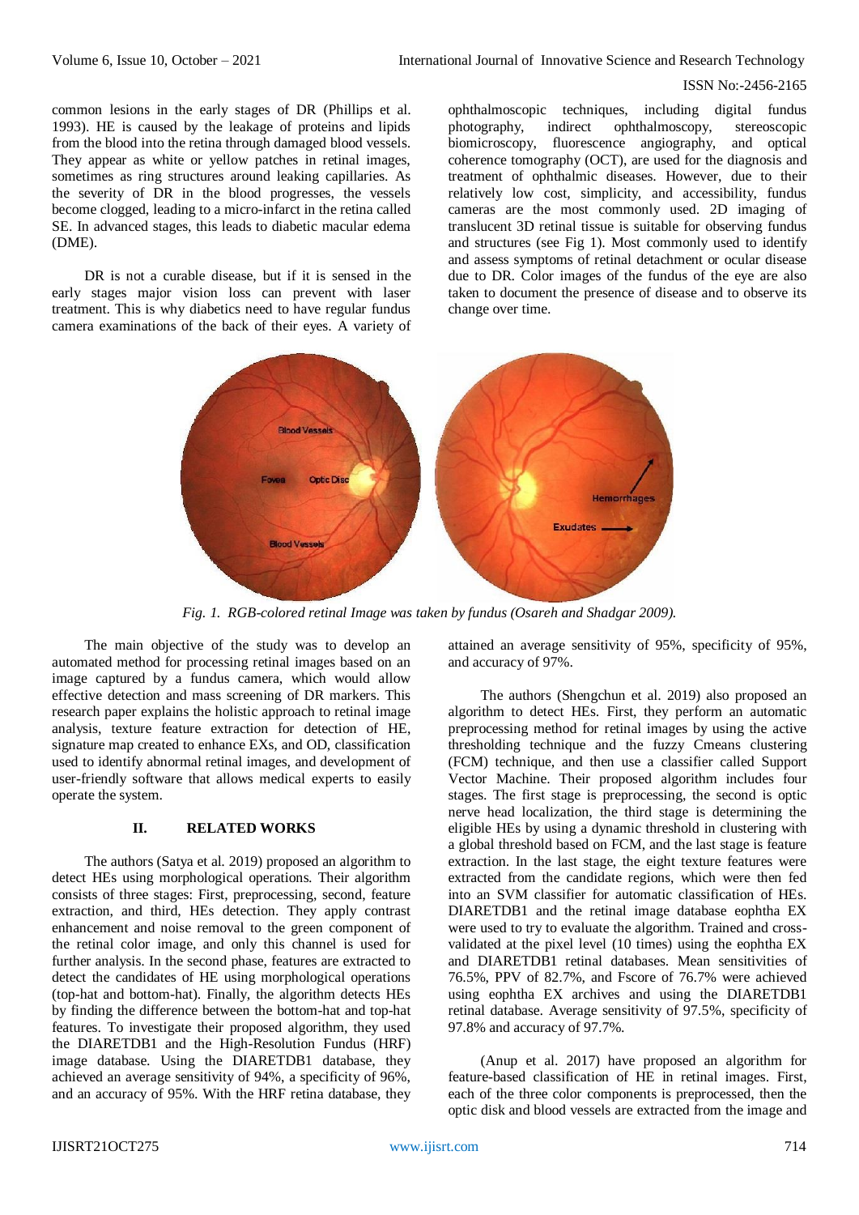common lesions in the early stages of DR (Phillips et al. 1993). HE is caused by the leakage of proteins and lipids from the blood into the retina through damaged blood vessels. They appear as white or yellow patches in retinal images, sometimes as ring structures around leaking capillaries. As the severity of DR in the blood progresses, the vessels become clogged, leading to a micro-infarct in the retina called SE. In advanced stages, this leads to diabetic macular edema (DME).

DR is not a curable disease, but if it is sensed in the early stages major vision loss can prevent with laser treatment. This is why diabetics need to have regular fundus camera examinations of the back of their eyes. A variety of ophthalmoscopic techniques, including digital fundus photography, indirect ophthalmoscopy, stereoscopic biomicroscopy, fluorescence angiography, and optical coherence tomography (OCT), are used for the diagnosis and treatment of ophthalmic diseases. However, due to their relatively low cost, simplicity, and accessibility, fundus cameras are the most commonly used. 2D imaging of translucent 3D retinal tissue is suitable for observing fundus and structures (see Fig 1). Most commonly used to identify and assess symptoms of retinal detachment or ocular disease due to DR. Color images of the fundus of the eye are also taken to document the presence of disease and to observe its change over time.

*Fig. 1. RGB-colored retinal Image was taken by fundus (Osareh and Shadgar 2009).*

The main objective of the study was to develop an automated method for processing retinal images based on an image captured by a fundus camera, which would allow effective detection and mass screening of DR markers. This research paper explains the holistic approach to retinal image analysis, texture feature extraction for detection of HE, signature map created to enhance EXs, and OD, classification used to identify abnormal retinal images, and development of user-friendly software that allows medical experts to easily operate the system.

## II. RELATED WORKS

The authors (Satya et al. 2019) proposed an algorithm to detect HEs using morphological operations. Their algorithm consists of three stages: First, preprocessing, second, feature extraction, and third, HEs detection. They apply contrast enhancement and noise removal to the green component of the retinal color image, and only this channel is used for further analysis. In the second phase, features are extracted to detect the candidates of HE using morphological operations (top-hat and bottom-hat). Finally, the algorithm detects HEs by finding the difference between the bottom-hat and top-hat features. To investigate their proposed algorithm, they used the DIARETDB1 and the High-Resolution Fundus (HRF) image database. Using the DIARETDB1 database, they achieved an average sensitivity of 94%, a specificity of 96%, and an accuracy of 95%. With the HRF retina database, they attained an average sensitivity of 95%, specificity of 95%, and accuracy of 97%.

The authors (Shengchun et al. 2019) also proposed an algorithm to detect HEs. First, they perform an automatic preprocessing method for retinal images by using the active thresholding technique and the fuzzy Cmeans clustering (FCM) technique, and then use a classifier called Support Vector Machine. Their proposed algorithm includes four stages. The first stage is preprocessing, the second is optic nerve head localization, the third stage is determining the eligible HEs by using a dynamic threshold in clustering with a global threshold based on FCM, and the last stage is feature extraction. In the last stage, the eight texture features were extracted from the candidate regions, which were then fed into an SVM classifier for automatic classification of HEs. DIARETDB1 and the retinal image database eophtha EX were used to try to evaluate the algorithm. Trained and cross-validated at the pixel level (10 times) using the eophtha EX and DIARETDB1 retinal databases. Mean sensitivities of 76.5%, PPV of 82.7%, and Fscore of 76.7% were achieved using eophtha EX archives and using the DIARETDB1 retinal database. Average sensitivity of 97.5%, specificity of 97.8% and accuracy of 97.7%.

(Anup et al. 2017) have proposed an algorithm for feature-based classification of HE in retinal images. First, each of the three color components is preprocessed, then the optic disk and blood vessels are extracted from the image and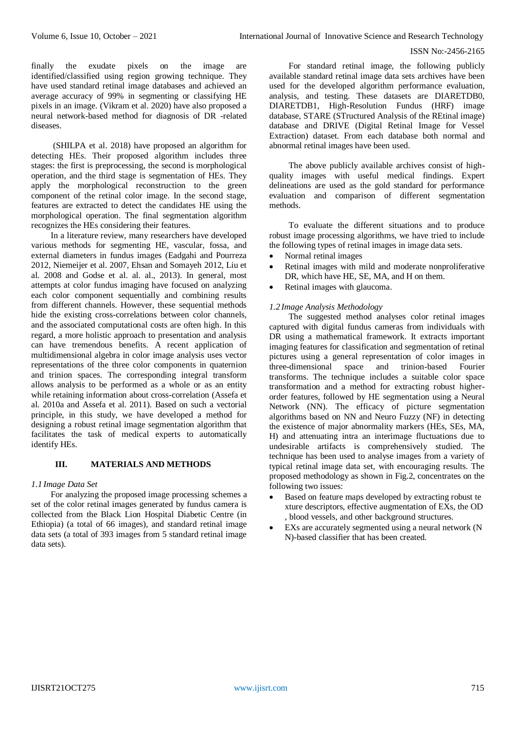finally the exudate pixels on the image are identified/classified using region growing technique. They have used standard retinal image databases and achieved an average accuracy of 99% in segmenting or classifying HE pixels in an image. (Vikram et al. 2020) have also proposed a neural network-based method for diagnosis of DR -related diseases.

(SHILPA et al. 2018) have proposed an algorithm for detecting HEs. Their proposed algorithm includes three stages: the first is preprocessing, the second is morphological operation, and the third stage is segmentation of HEs. They apply the morphological reconstruction to the green component of the retinal color image. In the second stage, features are extracted to detect the candidates HE using the morphological operation. The final segmentation algorithm recognizes the HEs considering their features.

In a literature review, many researchers have developed various methods for segmenting HE, vascular, fossa, and external diameters in fundus images (Eadgahi and Pourreza 2012, Niemeijer et al. 2007, Ehsan and Somayeh 2012, Liu et al. 2008 and Godse et al. al. al., 2013). In general, most attempts at color fundus imaging have focused on analyzing each color component sequentially and combining results from different channels. However, these sequential methods hide the existing cross-correlations between color channels, and the associated computational costs are often high. In this regard, a more holistic approach to presentation and analysis can have tremendous benefits. A recent application of multidimensional algebra in color image analysis uses vector representations of the three color components in quaternion and trinion spaces. The corresponding integral transform allows analysis to be performed as a whole or as an entity while retaining information about cross-correlation (Assefa et al. 2010a and Assefa et al. 2011). Based on such a vectorial principle, in this study, we have developed a method for designing a robust retinal image segmentation algorithm that facilitates the task of medical experts to automatically identify HEs.

## III. MATERIALS AND METHODS

### *1.1 Image Data Set*

For analyzing the proposed image processing schemes a set of the color retinal images generated by fundus camera is collected from the Black Lion Hospital Diabetic Centre (in Ethiopia) (a total of 66 images), and standard retinal image data sets (a total of 393 images from 5 standard retinal image data sets).

For standard retinal image, the following publicly available standard retinal image data sets archives have been used for the developed algorithm performance evaluation, analysis, and testing. These datasets are DIARETDB0, DIARETDB1, High-Resolution Fundus (HRF) image database, STARE (STructured Analysis of the REtinal image) database and DRIVE (Digital Retinal Image for Vessel Extraction) dataset. From each database both normal and abnormal retinal images have been used.

The above publicly available archives consist of high-quality images with useful medical findings. Expert delineations are used as the gold standard for performance evaluation and comparison of different segmentation methods.

To evaluate the different situations and to produce robust image processing algorithms, we have tried to include the following types of retinal images in image data sets.

- Normal retinal images
- Retinal images with mild and moderate nonproliferative DR, which have HE, SE, MA, and H on them.
- Retinal images with glaucoma.

### *1.2 Image Analysis Methodology*

The suggested method analyses color retinal images captured with digital fundus cameras from individuals with DR using a mathematical framework. It extracts important imaging features for classification and segmentation of retinal pictures using a general representation of color images in three-dimensional space and trinion-based Fourier transforms. The technique includes a suitable color space transformation and a method for extracting robust higher-order features, followed by HE segmentation using a Neural Network (NN). The efficacy of picture segmentation algorithms based on NN and Neuro Fuzzy (NF) in detecting the existence of major abnormality markers (HEs, SEs, MA, H) and attenuating intra an interimage fluctuations due to undesirable artifacts is comprehensively studied. The technique has been used to analyse images from a variety of typical retinal image data set, with encouraging results. The proposed methodology as shown in Fig.2, concentrates on the following two issues:

- Based on feature maps developed by extracting robust te xture descriptors, effective augmentation of EXs, the OD , blood vessels, and other background structures.
- EXs are accurately segmented using a neural network (N N)-based classifier that has been created.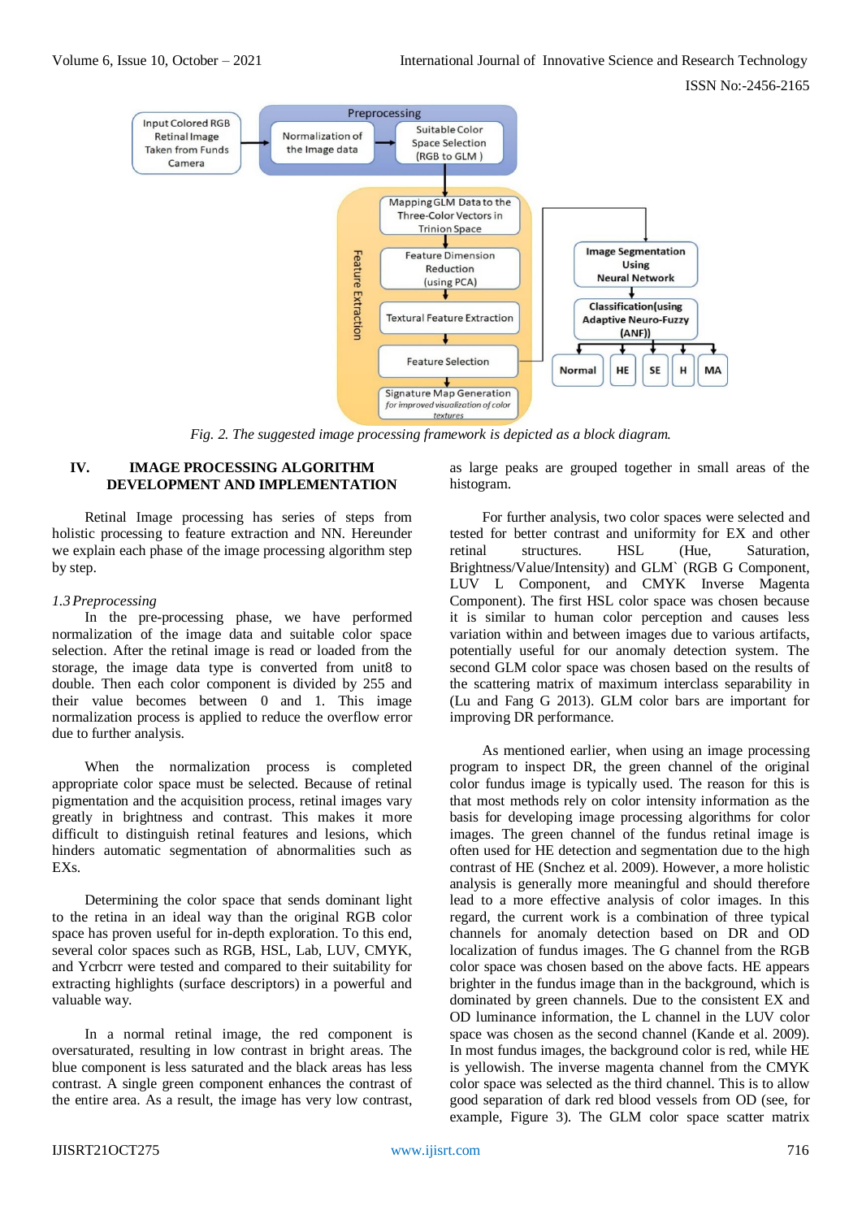Fig. 2. The suggested image processing framework is depicted as a block diagram.

## IV. IMAGE PROCESSING ALGORITHM DEVELOPMENT AND IMPLEMENTATION

Retinal Image processing has series of steps from holistic processing to feature extraction and NN. Hereunder we explain each phase of the image processing algorithm step by step.

*1.3 Preprocessing*

In the pre-processing phase, we have performed normalization of the image data and suitable color space selection. After the retinal image is read or loaded from the storage, the image data type is converted from unit8 to double. Then each color component is divided by 255 and their value becomes between 0 and 1. This image normalization process is applied to reduce the overflow error due to further analysis.

When the normalization process is completed appropriate color space must be selected. Because of retinal pigmentation and the acquisition process, retinal images vary greatly in brightness and contrast. This makes it more difficult to distinguish retinal features and lesions, which hinders automatic segmentation of abnormalities such as EXs.

Determining the color space that sends dominant light to the retina in an ideal way than the original RGB color space has proven useful for in-depth exploration. To this end, several color spaces such as RGB, HSL, Lab, LUV, CMYK, and Ycrbcrr were tested and compared to their suitability for extracting highlights (surface descriptors) in a powerful and valuable way.

In a normal retinal image, the red component is oversaturated, resulting in low contrast in bright areas. The blue component is less saturated and the black areas has less contrast. A single green component enhances the contrast of the entire area. As a result, the image has very low contrast, as large peaks are grouped together in small areas of the histogram.

For further analysis, two color spaces were selected and tested for better contrast and uniformity for EX and other retinal structures. HSL (Hue, Saturation, Brightness/Value/Intensity) and GLM` (RGB G Component, LUV L Component, and CMYK Inverse Magenta Component). The first HSL color space was chosen because it is similar to human color perception and causes less variation within and between images due to various artifacts, potentially useful for our anomaly detection system. The second GLM color space was chosen based on the results of the scattering matrix of maximum interclass separability in (Lu and Fang G 2013). GLM color bars are important for improving DR performance.

As mentioned earlier, when using an image processing program to inspect DR, the green channel of the original color fundus image is typically used. The reason for this is that most methods rely on color intensity information as the basis for developing image processing algorithms for color images. The green channel of the fundus retinal image is often used for HE detection and segmentation due to the high contrast of HE (Snchez et al. 2009). However, a more holistic analysis is generally more meaningful and should therefore lead to a more effective analysis of color images. In this regard, the current work is a combination of three typical channels for anomaly detection based on DR and OD localization of fundus images. The G channel from the RGB color space was chosen based on the above facts. HE appears brighter in the fundus image than in the background, which is dominated by green channels. Due to the consistent EX and OD luminance information, the L channel in the LUV color space was chosen as the second channel (Kande et al. 2009). In most fundus images, the background color is red, while HE is yellowish. The inverse magenta channel from the CMYK color space was selected as the third channel. This is to allow good separation of dark red blood vessels from OD (see, for example, Figure 3). The GLM color space scatter matrix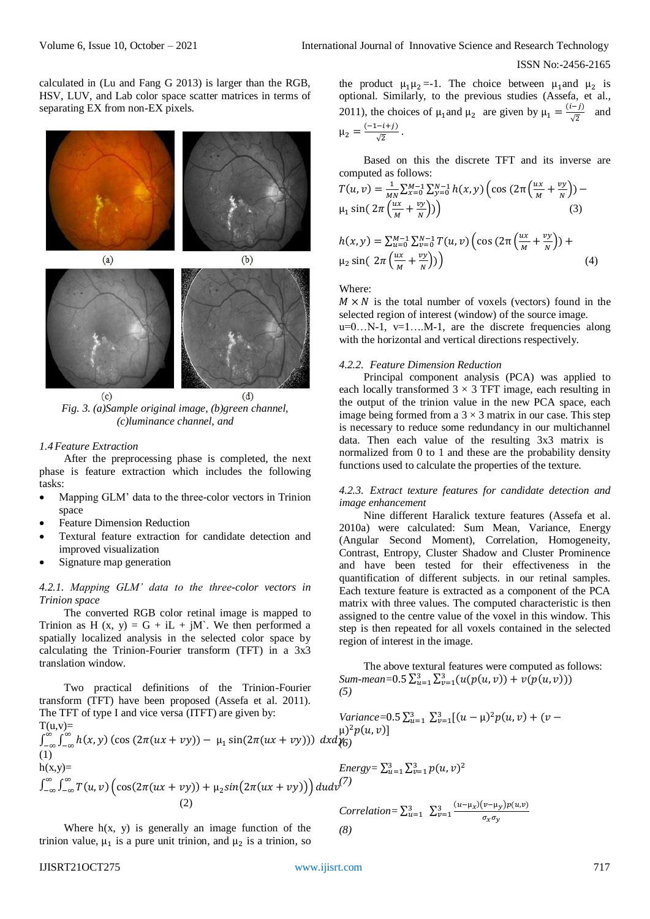calculated in (Lu and Fang G 2013) is larger than the RGB, HSV, LUV, and Lab color space scatter matrices in terms of separating EX from non-EX pixels.

(a) (b)

(c) (d)

*Fig. 3. (a)Sample original image, (b)green channel, (c)luminance channel, and*

*1.4 Feature Extraction*

After the preprocessing phase is completed, the next phase is feature extraction which includes the following tasks:

- Mapping GLM' data to the three-color vectors in Trinion space
- Feature Dimension Reduction
- Textural feature extraction for candidate detection and improved visualization
- Signature map generation

*4.2.1. Mapping GLM' data to the three-color vectors in Trinion space*

The converted RGB color retinal image is mapped to Trinion as H (x, y) = G + iL + jM`. We then performed a spatially localized analysis in the selected color space by calculating the Trinion-Fourier transform (TFT) in a 3x3 translation window.

Two practical definitions of the Trinion-Fourier transform (TFT) have been proposed (Assefa et al. 2011). The TFT of type I and vice versa (ITFT) are given by:

$$T(u,v)= \int_{-\infty}^{\infty}\int_{-\infty}^{\infty} h(x,y)\left(\cos(2\pi(ux+vy)) - \mu_1 \sin(2\pi(ux+vy))\right) dxdy \quad (1)$$

$$h(x,y)= \int_{-\infty}^{\infty}\int_{-\infty}^{\infty} T(u,v)\left(\cos(2\pi(ux+vy)) + \mu_2 \sin(2\pi(ux+vy))\right) dudv \quad (2)$$

Where h(x, y) is generally an image function of the trinion value, $\mu_1$ is a pure unit trinion, and $\mu_2$ is a trinion, so the product $\mu_1\mu_2$=-1. The choice between $\mu_1$and $\mu_2$ is optional. Similarly, to the previous studies (Assefa, et al., 2011), the choices of $\mu_1$and $\mu_2$ are given by $\mu_1 = \frac{(i-j)}{\sqrt{2}}$ and $\mu_2 = \frac{(-1-i+j)}{\sqrt{2}}$.

Based on this the discrete TFT and its inverse are computed as follows:

$$T(u,v) = \frac{1}{MN}\sum_{x=0}^{M-1}\sum_{y=0}^{N-1} h(x,y)\left(\cos\left(2\pi\left(\frac{ux}{M}+\frac{vy}{N}\right)\right) - \mu_1 \sin\left(2\pi\left(\frac{ux}{M}+\frac{vy}{N}\right)\right)\right) \quad (3)$$

$$h(x,y) = \sum_{u=0}^{M-1}\sum_{v=0}^{N-1} T(u,v)\left(\cos\left(2\pi\left(\frac{ux}{M}+\frac{vy}{N}\right)\right) + \mu_2 \sin\left(2\pi\left(\frac{ux}{M}+\frac{vy}{N}\right)\right)\right) \quad (4)$$

Where:

$M \times N$ is the total number of voxels (vectors) found in the selected region of interest (window) of the source image.

u=0…N-1, v=1….M-1, are the discrete frequencies along with the horizontal and vertical directions respectively.

*4.2.2. Feature Dimension Reduction*

Principal component analysis (PCA) was applied to each locally transformed 3 × 3 TFT image, each resulting in the output of the trinion value in the new PCA space, each image being formed from a 3 × 3 matrix in our case. This step is necessary to reduce some redundancy in our multichannel data. Then each value of the resulting 3x3 matrix is normalized from 0 to 1 and these are the probability density functions used to calculate the properties of the texture.

*4.2.3. Extract texture features for candidate detection and image enhancement*

Nine different Haralick texture features (Assefa et al. 2010a) were calculated: Sum Mean, Variance, Energy (Angular Second Moment), Correlation, Homogeneity, Contrast, Entropy, Cluster Shadow and Cluster Prominence and have been tested for their effectiveness in the quantification of different subjects. in our retinal samples. Each texture feature is extracted as a component of the PCA matrix with three values. The computed characteristic is then assigned to the centre value of the voxel in this window. This step is then repeated for all voxels contained in the selected region of interest in the image.

The above textural features were computed as follows:

*Sum-mean*$=0.5\sum_{u=1}^{3}\sum_{v=1}^{3}(u(p(u,v)) + v(p(u,v)))$ *(5)*

*Variance*$=0.5\sum_{u=1}^{3}\sum_{v=1}^{3}[(u-\mu)^2 p(u,v) + (v-\mu)^2 p(u,v)]$ *(6)*

*Energy*$=\sum_{u=1}^{3}\sum_{v=1}^{3} p(u,v)^2$ *(7)*

*Correlation*$=\sum_{u=1}^{3}\sum_{v=1}^{3}\frac{(u-\mu_x)(v-\mu_y)p(u,v)}{\sigma_x\sigma_y}$ *(8)*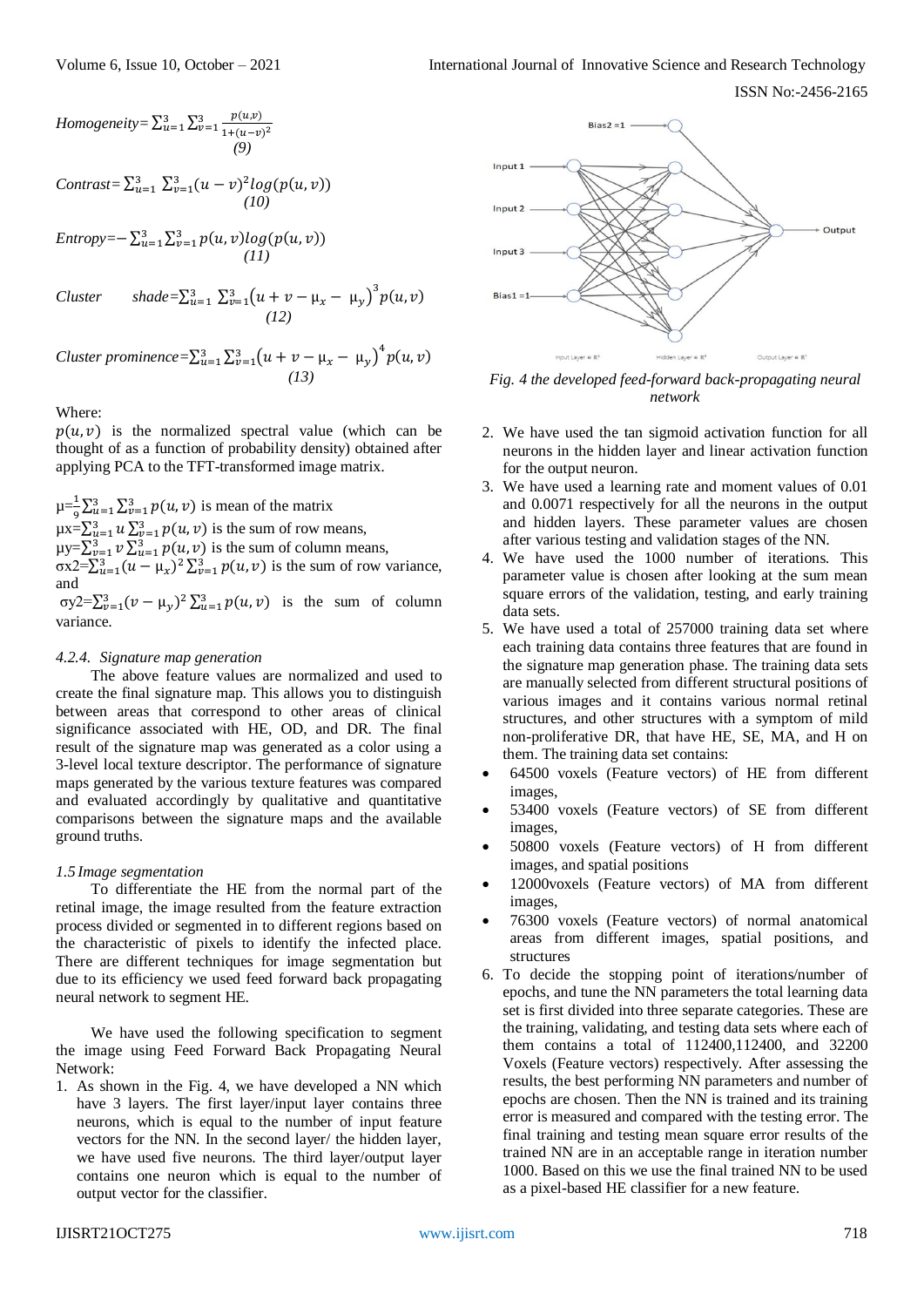$$Homogeneity=\sum_{u=1}^{3}\sum_{v=1}^{3}\frac{p(u,v)}{1+(u-v)^2} \quad (9)$$

$$Contrast=\sum_{u=1}^{3}\sum_{v=1}^{3}(u-v)^2 log(p(u,v)) \quad (10)$$

$$Entropy=-\sum_{u=1}^{3}\sum_{v=1}^{3}p(u,v)log(p(u,v)) \quad (11)$$

$$Cluster\ shade=\sum_{u=1}^{3}\sum_{v=1}^{3}\left(u+v-\mu_x-\mu_y\right)^3 p(u,v) \quad (12)$$

$$Cluster\ prominence=\sum_{u=1}^{3}\sum_{v=1}^{3}\left(u+v-\mu_x-\mu_y\right)^4 p(u,v) \quad (13)$$

Where:

$p(u,v)$ is the normalized spectral value (which can be thought of as a function of probability density) obtained after applying PCA to the TFT-transformed image matrix.

$\mu=\frac{1}{9}\sum_{u=1}^{3}\sum_{v=1}^{3}p(u,v)$ is mean of the matrix

$\mu x=\sum_{u=1}^{3}u\sum_{v=1}^{3}p(u,v)$ is the sum of row means,

$\mu y=\sum_{v=1}^{3}v\sum_{u=1}^{3}p(u,v)$ is the sum of column means,

$\sigma x2=\sum_{u=1}^{3}(u-\mu_x)^2\sum_{v=1}^{3}p(u,v)$ is the sum of row variance, and

$\sigma y2=\sum_{v=1}^{3}(v-\mu_y)^2\sum_{u=1}^{3}p(u,v)$ is the sum of column variance.

#### *4.2.4. Signature map generation*

The above feature values are normalized and used to create the final signature map. This allows you to distinguish between areas that correspond to other areas of clinical significance associated with HE, OD, and DR. The final result of the signature map was generated as a color using a 3-level local texture descriptor. The performance of signature maps generated by the various texture features was compared and evaluated accordingly by qualitative and quantitative comparisons between the signature maps and the available ground truths.

#### *1.5 Image segmentation*

To differentiate the HE from the normal part of the retinal image, the image resulted from the feature extraction process divided or segmented in to different regions based on the characteristic of pixels to identify the infected place. There are different techniques for image segmentation but due to its efficiency we used feed forward back propagating neural network to segment HE.

We have used the following specification to segment the image using Feed Forward Back Propagating Neural Network:

1. As shown in the Fig. 4, we have developed a NN which have 3 layers. The first layer/input layer contains three neurons, which is equal to the number of input feature vectors for the NN. In the second layer/ the hidden layer, we have used five neurons. The third layer/output layer contains one neuron which is equal to the number of output vector for the classifier.

*Fig. 4 the developed feed-forward back-propagating neural network*

2. We have used the tan sigmoid activation function for all neurons in the hidden layer and linear activation function for the output neuron.
3. We have used a learning rate and moment values of 0.01 and 0.0071 respectively for all the neurons in the output and hidden layers. These parameter values are chosen after various testing and validation stages of the NN.
4. We have used the 1000 number of iterations. This parameter value is chosen after looking at the sum mean square errors of the validation, testing, and early training data sets.
5. We have used a total of 257000 training data set where each training data contains three features that are found in the signature map generation phase. The training data sets are manually selected from different structural positions of various images and it contains various normal retinal structures, and other structures with a symptom of mild non-proliferative DR, that have HE, SE, MA, and H on them. The training data set contains:
   - 64500 voxels (Feature vectors) of HE from different images,
   - 53400 voxels (Feature vectors) of SE from different images,
   - 50800 voxels (Feature vectors) of H from different images, and spatial positions
   - 12000voxels (Feature vectors) of MA from different images,
   - 76300 voxels (Feature vectors) of normal anatomical areas from different images, spatial positions, and structures
6. To decide the stopping point of iterations/number of epochs, and tune the NN parameters the total learning data set is first divided into three separate categories. These are the training, validating, and testing data sets where each of them contains a total of 112400,112400, and 32200 Voxels (Feature vectors) respectively. After assessing the results, the best performing NN parameters and number of epochs are chosen. Then the NN is trained and its training error is measured and compared with the testing error. The final training and testing mean square error results of the trained NN are in an acceptable range in iteration number 1000. Based on this we use the final trained NN to be used as a pixel-based HE classifier for a new feature.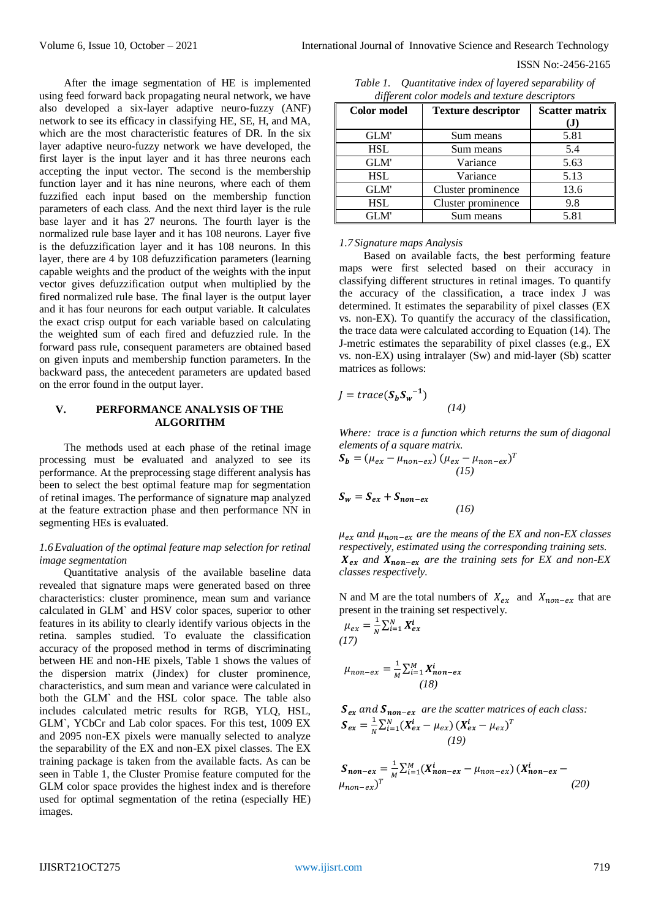After the image segmentation of HE is implemented using feed forward back propagating neural network, we have also developed a six-layer adaptive neuro-fuzzy (ANF) network to see its efficacy in classifying HE, SE, H, and MA, which are the most characteristic features of DR. In the six layer adaptive neuro-fuzzy network we have developed, the first layer is the input layer and it has three neurons each accepting the input vector. The second is the membership function layer and it has nine neurons, where each of them fuzzified each input based on the membership function parameters of each class. And the next third layer is the rule base layer and it has 27 neurons. The fourth layer is the normalized rule base layer and it has 108 neurons. Layer five is the defuzzification layer and it has 108 neurons. In this layer, there are 4 by 108 defuzzification parameters (learning capable weights and the product of the weights with the input vector gives defuzzification output when multiplied by the fired normalized rule base. The final layer is the output layer and it has four neurons for each output variable. It calculates the exact crisp output for each variable based on calculating the weighted sum of each fired and defuzzied rule. In the forward pass rule, consequent parameters are obtained based on given inputs and membership function parameters. In the backward pass, the antecedent parameters are updated based on the error found in the output layer.

## V. PERFORMANCE ANALYSIS OF THE ALGORITHM

The methods used at each phase of the retinal image processing must be evaluated and analyzed to see its performance. At the preprocessing stage different analysis has been to select the best optimal feature map for segmentation of retinal images. The performance of signature map analyzed at the feature extraction phase and then performance NN in segmenting HEs is evaluated.

### *1.6 Evaluation of the optimal feature map selection for retinal image segmentation*

Quantitative analysis of the available baseline data revealed that signature maps were generated based on three characteristics: cluster prominence, mean sum and variance calculated in GLM` and HSV color spaces, superior to other features in its ability to clearly identify various objects in the retina. samples studied. To evaluate the classification accuracy of the proposed method in terms of discriminating between HE and non-HE pixels, Table 1 shows the values of the dispersion matrix (Jindex) for cluster prominence, characteristics, and sum mean and variance were calculated in both the GLM` and the HSL color space. The table also includes calculated metric results for RGB, YLQ, HSL, GLM`, YCbCr and Lab color spaces. For this test, 1009 EX and 2095 non-EX pixels were manually selected to analyze the separability of the EX and non-EX pixel classes. The EX training package is taken from the available facts. As can be seen in Table 1, the Cluster Promise feature computed for the GLM color space provides the highest index and is therefore used for optimal segmentation of the retina (especially HE) images.

*Table 1. Quantitative index of layered separability of different color models and texture descriptors*

| Color model | Texture descriptor | Scatter matrix (J) |
|---|---|---|
| GLM' | Sum means | 5.81 |
| HSL | Sum means | 5.4 |
| GLM' | Variance | 5.63 |
| HSL | Variance | 5.13 |
| GLM' | Cluster prominence | 13.6 |
| HSL | Cluster prominence | 9.8 |
| GLM' | Sum means | 5.81 |

### *1.7 Signature maps Analysis*

Based on available facts, the best performing feature maps were first selected based on their accuracy in classifying different structures in retinal images. To quantify the accuracy of the classification, a trace index J was determined. It estimates the separability of pixel classes (EX vs. non-EX). To quantify the accuracy of the classification, the trace data were calculated according to Equation (14). The J-metric estimates the separability of pixel classes (e.g., EX vs. non-EX) using intralayer (Sw) and mid-layer (Sb) scatter matrices as follows:

$$J = trace(\boldsymbol{S_b}\boldsymbol{S_w}^{-1}) \quad (14)$$

*Where: trace is a function which returns the sum of diagonal elements of a square matrix.*

$$\boldsymbol{S_b} = (\mu_{ex} - \mu_{non-ex})\,(\mu_{ex} - \mu_{non-ex})^T \quad (15)$$

$$\boldsymbol{S_w} = \boldsymbol{S_{ex}} + \boldsymbol{S_{non-ex}} \quad (16)$$

*$\mu_{ex}$ and $\mu_{non-ex}$ are the means of the EX and non-EX classes respectively, estimated using the corresponding training sets. $\boldsymbol{X_{ex}}$ and $\boldsymbol{X_{non-ex}}$ are the training sets for EX and non-EX classes respectively.*

N and M are the total numbers of $X_{ex}$ and $X_{non-ex}$ that are present in the training set respectively.

$$\mu_{ex} = \frac{1}{N}\sum_{i=1}^{N}\boldsymbol{X_{ex}^{i}} \quad (17)$$

$$\mu_{non-ex} = \frac{1}{M}\sum_{i=1}^{M}\boldsymbol{X_{non-ex}^{i}} \quad (18)$$

*$\boldsymbol{S_{ex}}$ and $\boldsymbol{S_{non-ex}}$ are the scatter matrices of each class:*

$$\boldsymbol{S_{ex}} = \frac{1}{N}\sum_{i=1}^{N}(\boldsymbol{X_{ex}^{i}} - \mu_{ex})\,(\boldsymbol{X_{ex}^{i}} - \mu_{ex})^T \quad (19)$$

$$\boldsymbol{S_{non-ex}} = \frac{1}{M}\sum_{i=1}^{M}(\boldsymbol{X_{non-ex}^{i}} - \mu_{non-ex})\,(\boldsymbol{X_{non-ex}^{i}} - \mu_{non-ex})^T \quad (20)$$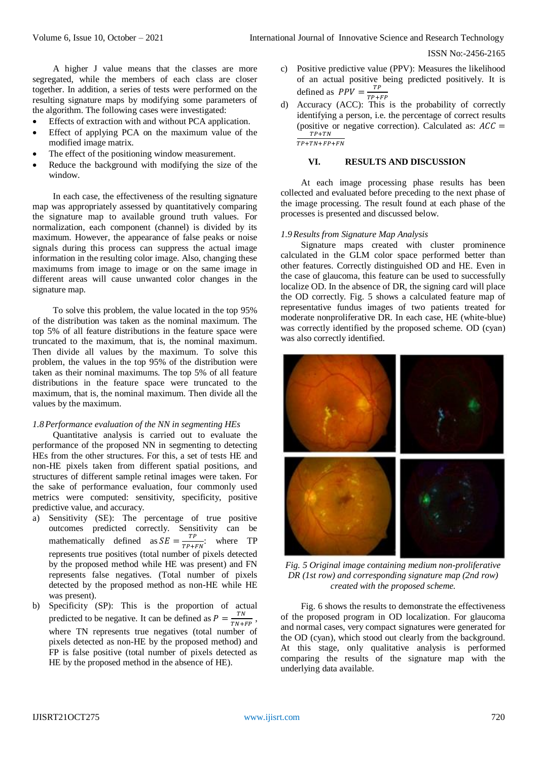A higher J value means that the classes are more segregated, while the members of each class are closer together. In addition, a series of tests were performed on the resulting signature maps by modifying some parameters of the algorithm. The following cases were investigated:

- Effects of extraction with and without PCA application.
- Effect of applying PCA on the maximum value of the modified image matrix.
- The effect of the positioning window measurement.
- Reduce the background with modifying the size of the window.

In each case, the effectiveness of the resulting signature map was appropriately assessed by quantitatively comparing the signature map to available ground truth values. For normalization, each component (channel) is divided by its maximum. However, the appearance of false peaks or noise signals during this process can suppress the actual image information in the resulting color image. Also, changing these maximums from image to image or on the same image in different areas will cause unwanted color changes in the signature map.

To solve this problem, the value located in the top 95% of the distribution was taken as the nominal maximum. The top 5% of all feature distributions in the feature space were truncated to the maximum, that is, the nominal maximum. Then divide all values by the maximum. To solve this problem, the values in the top 95% of the distribution were taken as their nominal maximums. The top 5% of all feature distributions in the feature space were truncated to the maximum, that is, the nominal maximum. Then divide all the values by the maximum.

*1.8 Performance evaluation of the NN in segmenting HEs*

Quantitative analysis is carried out to evaluate the performance of the proposed NN in segmenting to detecting HEs from the other structures. For this, a set of tests HE and non-HE pixels taken from different spatial positions, and structures of different sample retinal images were taken. For the sake of performance evaluation, four commonly used metrics were computed: sensitivity, specificity, positive predictive value, and accuracy.

a) Sensitivity (SE): The percentage of true positive outcomes predicted correctly. Sensitivity can be mathematically defined as $SE = \frac{TP}{TP+FN}$; where TP represents true positives (total number of pixels detected by the proposed method while HE was present) and FN represents false negatives. (Total number of pixels detected by the proposed method as non-HE while HE was present).
b) Specificity (SP): This is the proportion of actual predicted to be negative. It can be defined as $P = \frac{TN}{TN+FP}$, where TN represents true negatives (total number of pixels detected as non-HE by the proposed method) and FP is false positive (total number of pixels detected as HE by the proposed method in the absence of HE).
c) Positive predictive value (PPV): Measures the likelihood of an actual positive being predicted positively. It is defined as $PPV = \frac{TP}{TP+FP}$
d) Accuracy (ACC): This is the probability of correctly identifying a person, i.e. the percentage of correct results (positive or negative correction). Calculated as: $ACC = \frac{TP+TN}{TP+TN+FP+FN}$

## VI. RESULTS AND DISCUSSION

At each image processing phase results has been collected and evaluated before preceding to the next phase of the image processing. The result found at each phase of the processes is presented and discussed below.

*1.9 Results from Signature Map Analysis*

Signature maps created with cluster prominence calculated in the GLM color space performed better than other features. Correctly distinguished OD and HE. Even in the case of glaucoma, this feature can be used to successfully localize OD. In the absence of DR, the signing card will place the OD correctly. Fig. 5 shows a calculated feature map of representative fundus images of two patients treated for moderate nonproliferative DR. In each case, HE (white-blue) was correctly identified by the proposed scheme. OD (cyan) was also correctly identified.

*Fig. 5 Original image containing medium non-proliferative DR (1st row) and corresponding signature map (2nd row) created with the proposed scheme.*

Fig. 6 shows the results to demonstrate the effectiveness of the proposed program in OD localization. For glaucoma and normal cases, very compact signatures were generated for the OD (cyan), which stood out clearly from the background. At this stage, only qualitative analysis is performed comparing the results of the signature map with the underlying data available.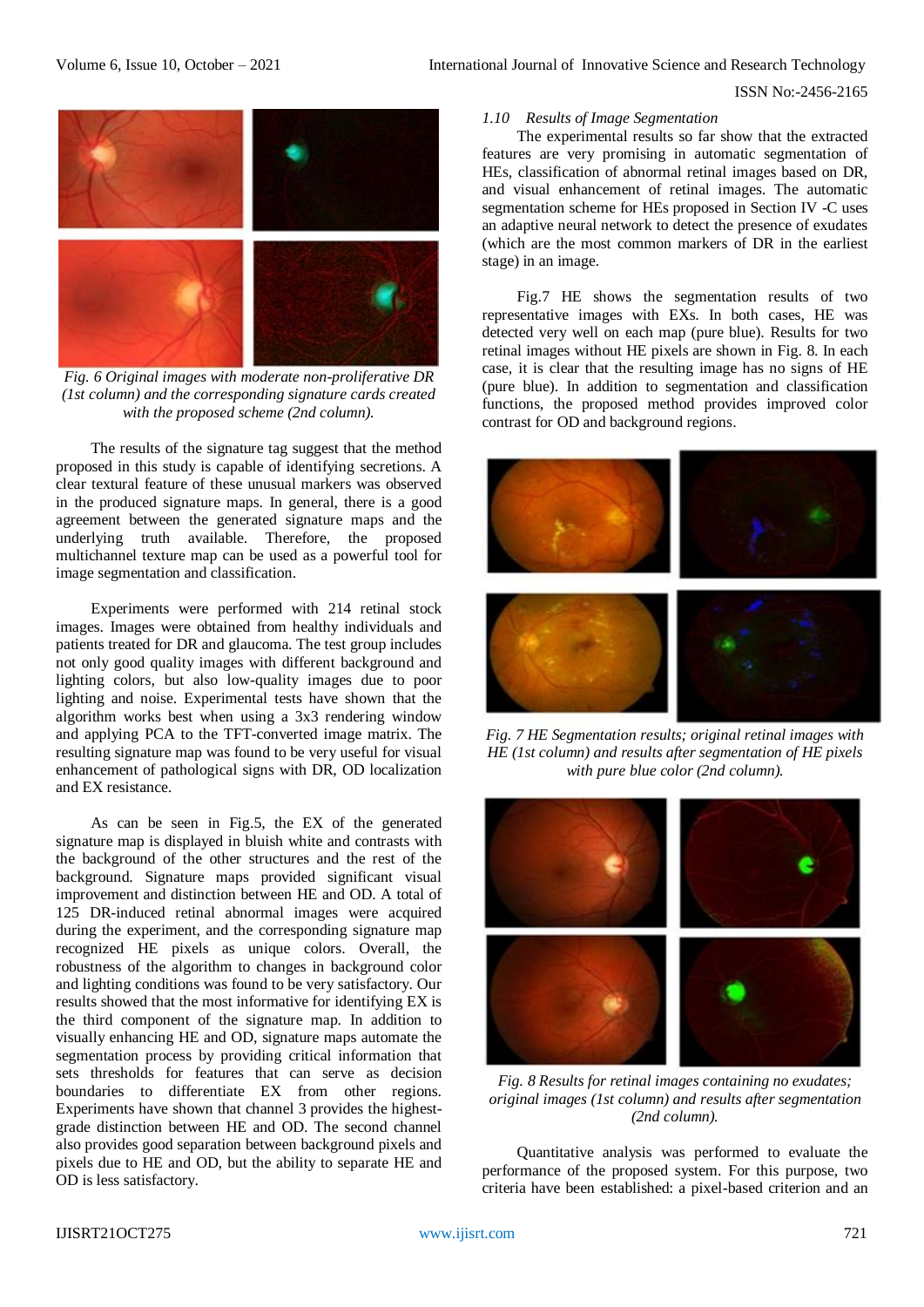*Fig. 6 Original images with moderate non-proliferative DR (1st column) and the corresponding signature cards created with the proposed scheme (2nd column).*

The results of the signature tag suggest that the method proposed in this study is capable of identifying secretions. A clear textural feature of these unusual markers was observed in the produced signature maps. In general, there is a good agreement between the generated signature maps and the underlying truth available. Therefore, the proposed multichannel texture map can be used as a powerful tool for image segmentation and classification.

Experiments were performed with 214 retinal stock images. Images were obtained from healthy individuals and patients treated for DR and glaucoma. The test group includes not only good quality images with different background and lighting colors, but also low-quality images due to poor lighting and noise. Experimental tests have shown that the algorithm works best when using a 3x3 rendering window and applying PCA to the TFT-converted image matrix. The resulting signature map was found to be very useful for visual enhancement of pathological signs with DR, OD localization and EX resistance.

As can be seen in Fig.5, the EX of the generated signature map is displayed in bluish white and contrasts with the background of the other structures and the rest of the background. Signature maps provided significant visual improvement and distinction between HE and OD. A total of 125 DR-induced retinal abnormal images were acquired during the experiment, and the corresponding signature map recognized HE pixels as unique colors. Overall, the robustness of the algorithm to changes in background color and lighting conditions was found to be very satisfactory. Our results showed that the most informative for identifying EX is the third component of the signature map. In addition to visually enhancing HE and OD, signature maps automate the segmentation process by providing critical information that sets thresholds for features that can serve as decision boundaries to differentiate EX from other regions. Experiments have shown that channel 3 provides the highest-grade distinction between HE and OD. The second channel also provides good separation between background pixels and pixels due to HE and OD, but the ability to separate HE and OD is less satisfactory.

### 1.10 Results of Image Segmentation

The experimental results so far show that the extracted features are very promising in automatic segmentation of HEs, classification of abnormal retinal images based on DR, and visual enhancement of retinal images. The automatic segmentation scheme for HEs proposed in Section IV -C uses an adaptive neural network to detect the presence of exudates (which are the most common markers of DR in the earliest stage) in an image.

Fig.7 HE shows the segmentation results of two representative images with EXs. In both cases, HE was detected very well on each map (pure blue). Results for two retinal images without HE pixels are shown in Fig. 8. In each case, it is clear that the resulting image has no signs of HE (pure blue). In addition to segmentation and classification functions, the proposed method provides improved color contrast for OD and background regions.

*Fig. 7 HE Segmentation results; original retinal images with HE (1st column) and results after segmentation of HE pixels with pure blue color (2nd column).*

*Fig. 8 Results for retinal images containing no exudates; original images (1st column) and results after segmentation (2nd column).*

Quantitative analysis was performed to evaluate the performance of the proposed system. For this purpose, two criteria have been established: a pixel-based criterion and an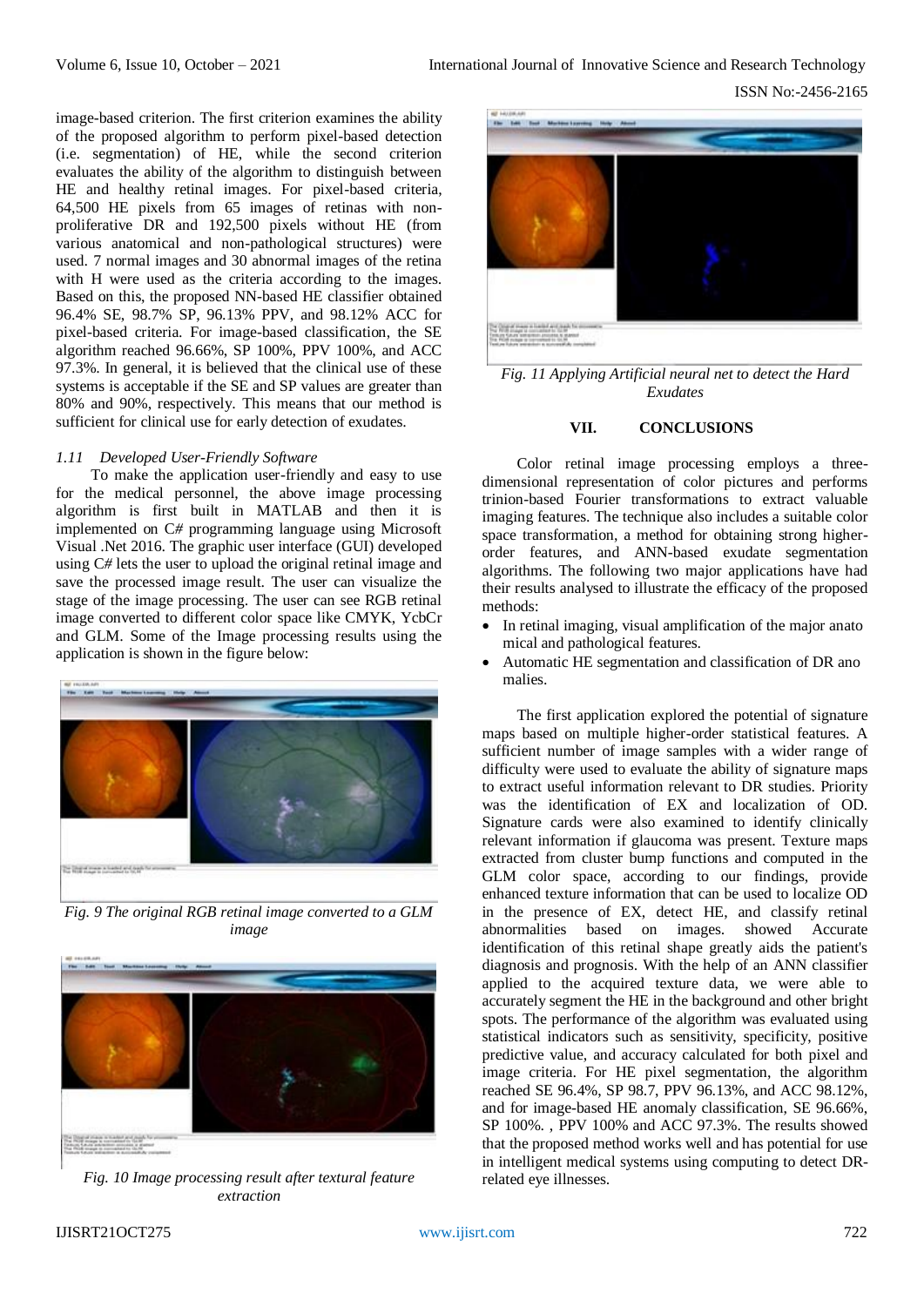image-based criterion. The first criterion examines the ability of the proposed algorithm to perform pixel-based detection (i.e. segmentation) of HE, while the second criterion evaluates the ability of the algorithm to distinguish between HE and healthy retinal images. For pixel-based criteria, 64,500 HE pixels from 65 images of retinas with non-proliferative DR and 192,500 pixels without HE (from various anatomical and non-pathological structures) were used. 7 normal images and 30 abnormal images of the retina with H were used as the criteria according to the images. Based on this, the proposed NN-based HE classifier obtained 96.4% SE, 98.7% SP, 96.13% PPV, and 98.12% ACC for pixel-based criteria. For image-based classification, the SE algorithm reached 96.66%, the SP 100%, PPV 100%, and ACC 97.3%. In general, it is believed that the clinical use of these systems is acceptable if the SE and SP values are greater than 80% and 90%, respectively. This means that our method is sufficient for clinical use for early detection of exudates.

### *1.11 Developed User-Friendly Software*

To make the application user-friendly and easy to use for the medical personnel, the above image processing algorithm is first built in MATLAB and then it is implemented on C# programming language using Microsoft Visual .Net 2016. The graphic user interface (GUI) developed using C# lets the user to upload the original retinal image and save the processed image result. The user can visualize the stage of the image processing. The user can see RGB retinal image converted to different color space like CMYK, YcbCr and GLM. Some of the Image processing results using the application is shown in the figure below:

*Fig. 9 The original RGB retinal image converted to a GLM image*

*Fig. 10 Image processing result after textural feature extraction*

*Fig. 11 Applying Artificial neural net to detect the Hard Exudates*

## VII. CONCLUSIONS

Color retinal image processing employs a three-dimensional representation of color pictures and performs trinion-based Fourier transformations to extract valuable imaging features. The technique also includes a suitable color space transformation, a method for obtaining strong higher-order features, and ANN-based exudate segmentation algorithms. The following two major applications have had their results analysed to illustrate the efficacy of the proposed methods:

- In retinal imaging, visual amplification of the major anato mical and pathological features.
- Automatic HE segmentation and classification of DR ano malies.

The first application explored the potential of signature maps based on multiple higher-order statistical features. A sufficient number of image samples with a wider range of difficulty were used to evaluate the ability of signature maps to extract useful information relevant to DR studies. Priority was the identification of EX and localization of OD. Signature cards were also examined to identify clinically relevant information if glaucoma was present. Texture maps extracted from cluster bump functions and computed in the GLM color space, according to our findings, provide enhanced texture information that can be used to localize OD in the presence of EX, detect HE, and classify retinal abnormalities based on images. showed Accurate identification of this retinal shape greatly aids the patient's diagnosis and prognosis. With the help of an ANN classifier applied to the acquired texture data, we were able to accurately segment the HE in the background and other bright spots. The performance of the algorithm was evaluated using statistical indicators such as sensitivity, specificity, positive predictive value, and accuracy calculated for both pixel and image criteria. For HE pixel segmentation, the algorithm reached SE 96.4%, SP 98.7, PPV 96.13%, and ACC 98.12%, and for image-based HE anomaly classification, SE 96.66%, SP 100%. , PPV 100% and ACC 97.3%. The results showed that the proposed method works well and has potential for use in intelligent medical systems using computing to detect DR-related eye illnesses.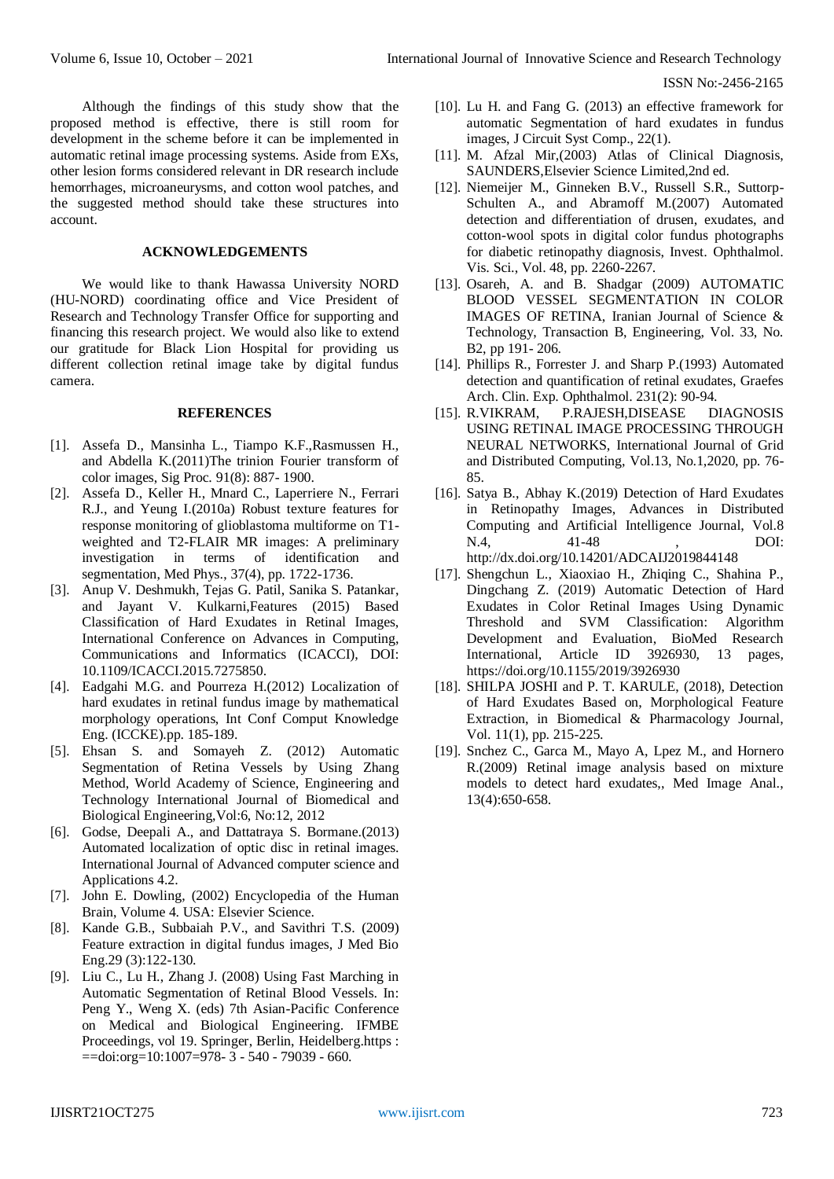Although the findings of this study show that the proposed method is effective, there is still room for development in the scheme before it can be implemented in automatic retinal image processing systems. Aside from EXs, other lesion forms considered relevant in DR research include hemorrhages, microaneurysms, and cotton wool patches, and the suggested method should take these structures into account.

## ACKNOWLEDGEMENTS

We would like to thank Hawassa University NORD (HU-NORD) coordinating office and Vice President of Research and Technology Transfer Office for supporting and financing this research project. We would also like to extend our gratitude for Black Lion Hospital for providing us different collection retinal image take by digital fundus camera.

## REFERENCES

[1]. Assefa D., Mansinha L., Tiampo K.F.,Rasmussen H., and Abdella K.(2011)The trinion Fourier transform of color images, Sig Proc. 91(8): 887- 1900.

[2]. Assefa D., Keller H., Mnard C., Laperriere N., Ferrari R.J., and Yeung I.(2010a) Robust texture features for response monitoring of glioblastoma multiforme on T1-weighted and T2-FLAIR MR images: A preliminary investigation in terms of identification and segmentation, Med Phys., 37(4), pp. 1722-1736.

[3]. Anup V. Deshmukh, Tejas G. Patil, Sanika S. Patankar, and Jayant V. Kulkarni,Features (2015) Based Classification of Hard Exudates in Retinal Images, International Conference on Advances in Computing, Communications and Informatics (ICACCI), DOI: 10.1109/ICACCI.2015.7275850.

[4]. Eadgahi M.G. and Pourreza H.(2012) Localization of hard exudates in retinal fundus image by mathematical morphology operations, Int Conf Comput Knowledge Eng. (ICCKE).pp. 185-189.

[5]. Ehsan S. and Somayeh Z. (2012) Automatic Segmentation of Retina Vessels by Using Zhang Method, World Academy of Science, Engineering and Technology International Journal of Biomedical and Biological Engineering,Vol:6, No:12, 2012

[6]. Godse, Deepali A., and Dattatraya S. Bormane.(2013) Automated localization of optic disc in retinal images. International Journal of Advanced computer science and Applications 4.2.

[7]. John E. Dowling, (2002) Encyclopedia of the Human Brain, Volume 4. USA: Elsevier Science.

[8]. Kande G.B., Subbaiah P.V., and Savithri T.S. (2009) Feature extraction in digital fundus images, J Med Bio Eng.29 (3):122-130.

[9]. Liu C., Lu H., Zhang J. (2008) Using Fast Marching in Automatic Segmentation of Retinal Blood Vessels. In: Peng Y., Weng X. (eds) 7th Asian-Pacific Conference on Medical and Biological Engineering. IFMBE Proceedings, vol 19. Springer, Berlin, Heidelberg.https : ==doi:org=10:1007=978- 3 - 540 - 79039 - 660.

[10]. Lu H. and Fang G. (2013) an effective framework for automatic Segmentation of hard exudates in fundus images, J Circuit Syst Comp., 22(1).

[11]. M. Afzal Mir,(2003) Atlas of Clinical Diagnosis, SAUNDERS,Elsevier Science Limited,2nd ed.

[12]. Niemeijer M., Ginneken B.V., Russell S.R., Suttorp-Schulten A., and Abramoff M.(2007) Automated detection and differentiation of drusen, exudates, and cotton-wool spots in digital color fundus photographs for diabetic retinopathy diagnosis, Invest. Ophthalmol. Vis. Sci., Vol. 48, pp. 2260-2267.

[13]. Osareh, A. and B. Shadgar (2009) AUTOMATIC BLOOD VESSEL SEGMENTATION IN COLOR IMAGES OF RETINA, Iranian Journal of Science & Technology, Transaction B, Engineering, Vol. 33, No. B2, pp 191- 206.

[14]. Phillips R., Forrester J. and Sharp P.(1993) Automated detection and quantification of retinal exudates, Graefes Arch. Clin. Exp. Ophthalmol. 231(2): 90-94.

[15]. R.VIKRAM, P.RAJESH,DISEASE DIAGNOSIS USING RETINAL IMAGE PROCESSING THROUGH NEURAL NETWORKS, International Journal of Grid and Distributed Computing, Vol.13, No.1,2020, pp. 76-85.

[16]. Satya B., Abhay K.(2019) Detection of Hard Exudates in Retinopathy Images, Advances in Distributed Computing and Artificial Intelligence Journal, Vol.8 N.4, 41-48 , DOI: http://dx.doi.org/10.14201/ADCAIJ2019844148

[17]. Shengchun L., Xiaoxiao H., Zhiqing C., Shahina P., Dingchang Z. (2019) Automatic Detection of Hard Exudates in Color Retinal Images Using Dynamic Threshold and SVM Classification: Algorithm Development and Evaluation, BioMed Research International, Article ID 3926930, 13 pages, https://doi.org/10.1155/2019/3926930

[18]. SHILPA JOSHI and P. T. KARULE, (2018), Detection of Hard Exudates Based on, Morphological Feature Extraction, in Biomedical & Pharmacology Journal, Vol. 11(1), pp. 215-225.

[19]. Snchez C., Garca M., Mayo A, Lpez M., and Hornero R.(2009) Retinal image analysis based on mixture models to detect hard exudates,, Med Image Anal., 13(4):650-658.